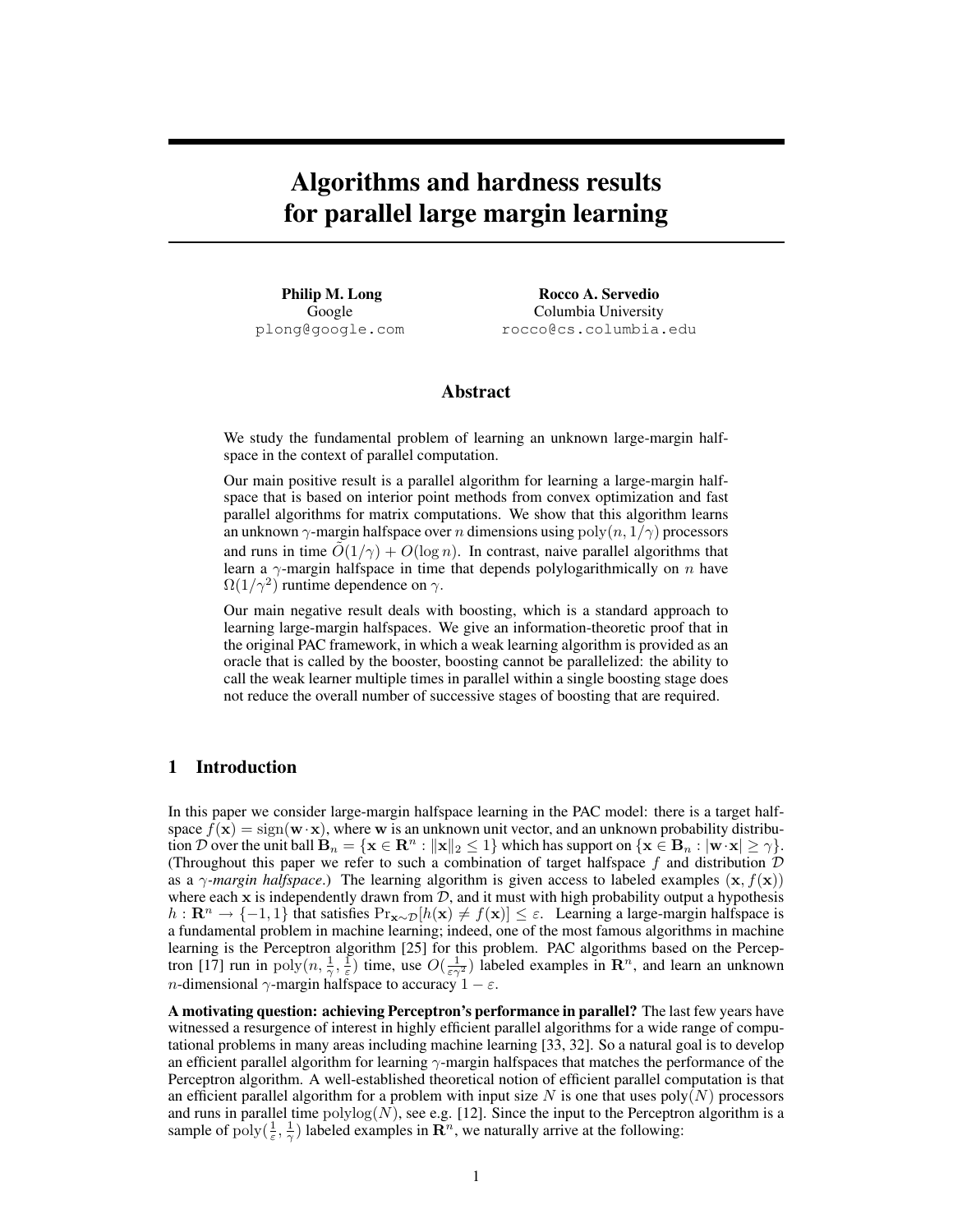# Algorithms and hardness results for parallel large margin learning

**Philip M. Long**
Google
plong@google.com

**Rocco A. Servedio**
Columbia University
rocco@cs.columbia.edu

## Abstract

We study the fundamental problem of learning an unknown large-margin halfspace in the context of parallel computation.

Our main positive result is a parallel algorithm for learning a large-margin halfspace that is based on interior point methods from convex optimization and fast parallel algorithms for matrix computations. We show that this algorithm learns an unknown $\gamma$-margin halfspace over $n$ dimensions using $\mathrm{poly}(n, 1/\gamma)$ processors and runs in time $\tilde{O}(1/\gamma) + O(\log n)$. In contrast, naive parallel algorithms that learn a $\gamma$-margin halfspace in time that depends polylogarithmically on $n$ have $\Omega(1/\gamma^2)$ runtime dependence on $\gamma$.

Our main negative result deals with boosting, which is a standard approach to learning large-margin halfspaces. We give an information-theoretic proof that in the original PAC framework, in which a weak learning algorithm is provided as an oracle that is called by the booster, boosting cannot be parallelized: the ability to call the weak learner multiple times in parallel within a single boosting stage does not reduce the overall number of successive stages of boosting that are required.

## 1 Introduction

In this paper we consider large-margin halfspace learning in the PAC model: there is a target halfspace $f(\mathbf{x}) = \mathrm{sign}(\mathbf{w} \cdot \mathbf{x})$, where $\mathbf{w}$ is an unknown unit vector, and an unknown probability distribution $\mathcal{D}$ over the unit ball $\mathbf{B}_n = \{\mathbf{x} \in \mathbf{R}^n : \|\mathbf{x}\|_2 \leq 1\}$ which has support on $\{\mathbf{x} \in \mathbf{B}_n : |\mathbf{w} \cdot \mathbf{x}| \geq \gamma\}$. (Throughout this paper we refer to such a combination of target halfspace $f$ and distribution $\mathcal{D}$ as a *$\gamma$-margin halfspace*.) The learning algorithm is given access to labeled examples $(\mathbf{x}, f(\mathbf{x}))$ where each $\mathbf{x}$ is independently drawn from $\mathcal{D}$, and it must with high probability output a hypothesis $h : \mathbf{R}^n \to \{-1, 1\}$ that satisfies $\Pr_{\mathbf{x} \sim \mathcal{D}}[h(\mathbf{x}) \neq f(\mathbf{x})] \leq \varepsilon$. Learning a large-margin halfspace is a fundamental problem in machine learning; indeed, one of the most famous algorithms in machine learning is the Perceptron algorithm [25] for this problem. PAC algorithms based on the Perceptron [17] run in $\mathrm{poly}(n, \frac{1}{\gamma}, \frac{1}{\varepsilon})$ time, use $O(\frac{1}{\varepsilon \gamma^2})$ labeled examples in $\mathbf{R}^n$, and learn an unknown $n$-dimensional $\gamma$-margin halfspace to accuracy $1 - \varepsilon$.

**A motivating question: achieving Perceptron's performance in parallel?** The last few years have witnessed a resurgence of interest in highly efficient parallel algorithms for a wide range of computational problems in many areas including machine learning [33, 32]. So a natural goal is to develop an efficient parallel algorithm for learning $\gamma$-margin halfspaces that matches the performance of the Perceptron algorithm. A well-established theoretical notion of efficient parallel computation is that an efficient parallel algorithm for a problem with input size $N$ is one that uses $\mathrm{poly}(N)$ processors and runs in parallel time $\mathrm{polylog}(N)$, see e.g. [12]. Since the input to the Perceptron algorithm is a sample of $\mathrm{poly}(\frac{1}{\varepsilon}, \frac{1}{\gamma})$ labeled examples in $\mathbf{R}^n$, we naturally arrive at the following: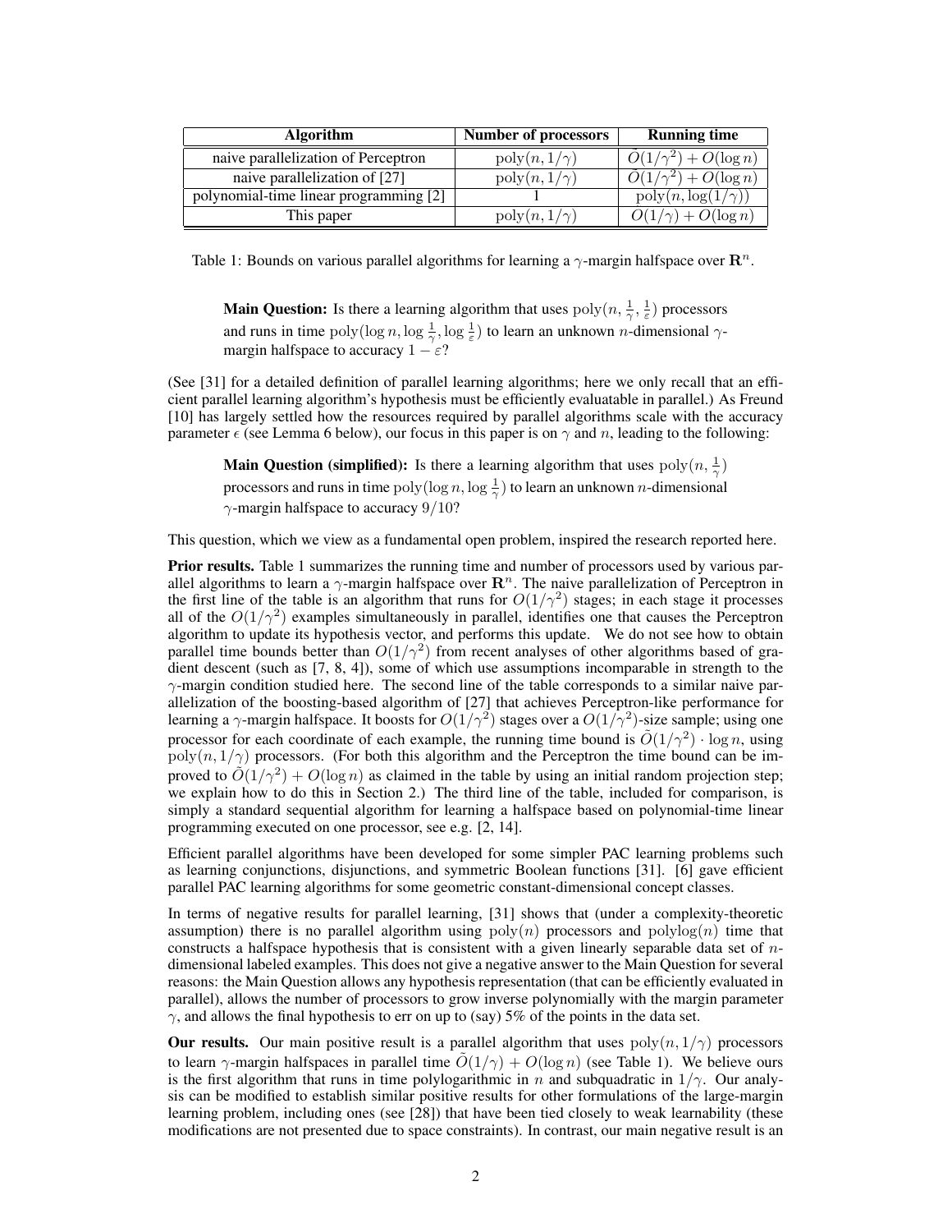| Algorithm | Number of processors | Running time |
|---|---|---|
| naive parallelization of Perceptron | $\text{poly}(n, 1/\gamma)$ | $\tilde{O}(1/\gamma^2) + O(\log n)$ |
| naive parallelization of [27] | $\text{poly}(n, 1/\gamma)$ | $\tilde{O}(1/\gamma^2) + O(\log n)$ |
| polynomial-time linear programming [2] | 1 | $\text{poly}(n, \log(1/\gamma))$ |
| This paper | $\text{poly}(n, 1/\gamma)$ | $\tilde{O}(1/\gamma) + O(\log n)$ |

Table 1: Bounds on various parallel algorithms for learning a $\gamma$-margin halfspace over $\mathbf{R}^n$.

> **Main Question:** Is there a learning algorithm that uses $\text{poly}(n, \frac{1}{\gamma}, \frac{1}{\varepsilon})$ processors and runs in time $\text{poly}(\log n, \log \frac{1}{\gamma}, \log \frac{1}{\varepsilon})$ to learn an unknown $n$-dimensional $\gamma$-margin halfspace to accuracy $1 - \varepsilon$?

(See [31] for a detailed definition of parallel learning algorithms; here we only recall that an efficient parallel learning algorithm's hypothesis must be efficiently evaluatable in parallel.) As Freund [10] has largely settled how the resources required by parallel algorithms scale with the accuracy parameter $\epsilon$ (see Lemma 6 below), our focus in this paper is on $\gamma$ and $n$, leading to the following:

> **Main Question (simplified):** Is there a learning algorithm that uses $\text{poly}(n, \frac{1}{\gamma})$ processors and runs in time $\text{poly}(\log n, \log \frac{1}{\gamma})$ to learn an unknown $n$-dimensional $\gamma$-margin halfspace to accuracy $9/10$?

This question, which we view as a fundamental open problem, inspired the research reported here.

**Prior results.** Table 1 summarizes the running time and number of processors used by various parallel algorithms to learn a $\gamma$-margin halfspace over $\mathbf{R}^n$. The naive parallelization of Perceptron in the first line of the table is an algorithm that runs for $O(1/\gamma^2)$ stages; in each stage it processes all of the $O(1/\gamma^2)$ examples simultaneously in parallel, identifies one that causes the Perceptron algorithm to update its hypothesis vector, and performs this update. We do not see how to obtain parallel time bounds better than $O(1/\gamma^2)$ from recent analyses of other algorithms based of gradient descent (such as [7, 8, 4]), some of which use assumptions incomparable in strength to the $\gamma$-margin condition studied here. The second line of the table corresponds to a similar naive parallelization of the boosting-based algorithm of [27] that achieves Perceptron-like performance for learning a $\gamma$-margin halfspace. It boosts for $O(1/\gamma^2)$ stages over a $O(1/\gamma^2)$-size sample; using one processor for each coordinate of each example, the running time bound is $\tilde{O}(1/\gamma^2) \cdot \log n$, using $\text{poly}(n, 1/\gamma)$ processors. (For both this algorithm and the Perceptron the time bound can be improved to $\tilde{O}(1/\gamma^2) + O(\log n)$ as claimed in the table by using an initial random projection step; we explain how to do this in Section 2.) The third line of the table, included for comparison, is simply a standard sequential algorithm for learning a halfspace based on polynomial-time linear programming executed on one processor, see e.g. [2, 14].

Efficient parallel algorithms have been developed for some simpler PAC learning problems such as learning conjunctions, disjunctions, and symmetric Boolean functions [31]. [6] gave efficient parallel PAC learning algorithms for some geometric constant-dimensional concept classes.

In terms of negative results for parallel learning, [31] shows that (under a complexity-theoretic assumption) there is no parallel algorithm using $\text{poly}(n)$ processors and $\text{polylog}(n)$ time that constructs a halfspace hypothesis that is consistent with a given linearly separable data set of $n$-dimensional labeled examples. This does not give a negative answer to the Main Question for several reasons: the Main Question allows any hypothesis representation (that can be efficiently evaluated in parallel), allows the number of processors to grow inverse polynomially with the margin parameter $\gamma$, and allows the final hypothesis to err on up to (say) 5% of the points in the data set.

**Our results.** Our main positive result is a parallel algorithm that uses $\text{poly}(n, 1/\gamma)$ processors to learn $\gamma$-margin halfspaces in parallel time $\tilde{O}(1/\gamma) + O(\log n)$ (see Table 1). We believe ours is the first algorithm that runs in time polylogarithmic in $n$ and subquadratic in $1/\gamma$. Our analysis can be modified to establish similar positive results for other formulations of the large-margin learning problem, including ones (see [28]) that have been tied closely to weak learnability (these modifications are not presented due to space constraints). In contrast, our main negative result is an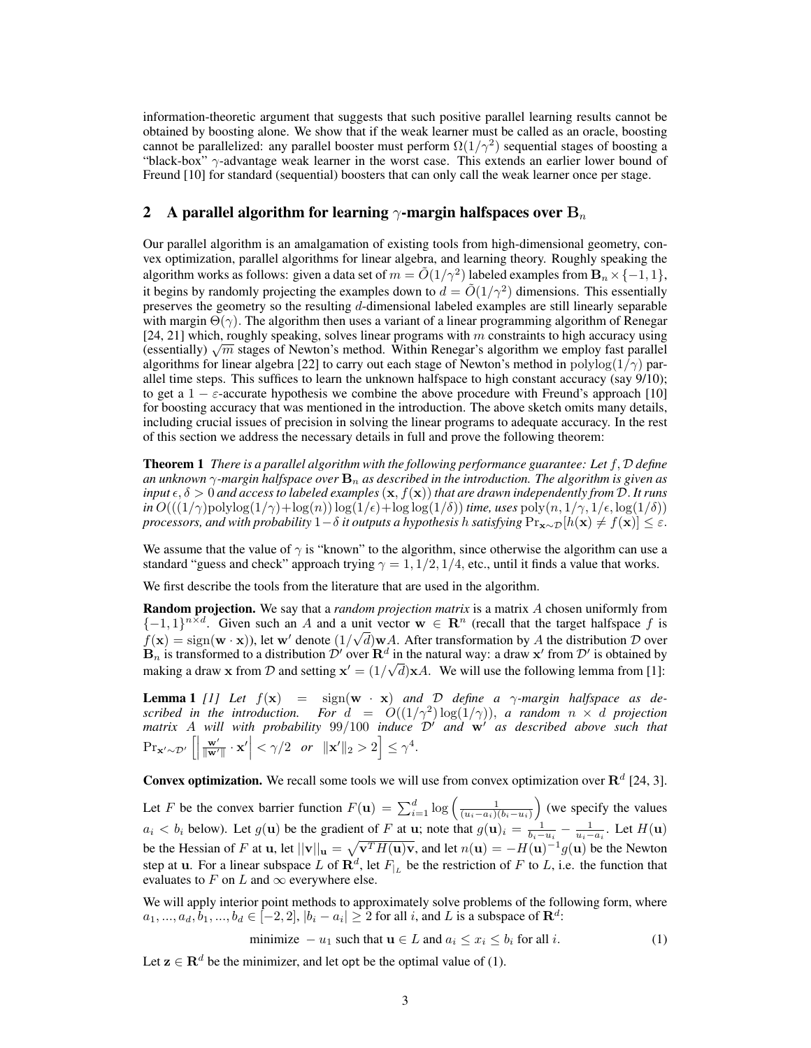information-theoretic argument that suggests that such positive parallel learning results cannot be obtained by boosting alone. We show that if the weak learner must be called as an oracle, boosting cannot be parallelized: any parallel booster must perform $\Omega(1/\gamma^2)$ sequential stages of boosting a "black-box" $\gamma$-advantage weak learner in the worst case. This extends an earlier lower bound of Freund [10] for standard (sequential) boosters that can only call the weak learner once per stage.

## 2 A parallel algorithm for learning $\gamma$-margin halfspaces over $\mathbf{B}_n$

Our parallel algorithm is an amalgamation of existing tools from high-dimensional geometry, convex optimization, parallel algorithms for linear algebra, and learning theory. Roughly speaking the algorithm works as follows: given a data set of $m = \tilde{O}(1/\gamma^2)$ labeled examples from $\mathbf{B}_n \times \{-1, 1\}$, it begins by randomly projecting the examples down to $d = \tilde{O}(1/\gamma^2)$ dimensions. This essentially preserves the geometry so the resulting $d$-dimensional labeled examples are still linearly separable with margin $\Theta(\gamma)$. The algorithm then uses a variant of a linear programming algorithm of Renegar [24, 21] which, roughly speaking, solves linear programs with $m$ constraints to high accuracy using (essentially) $\sqrt{m}$ stages of Newton's method. Within Renegar's algorithm we employ fast parallel algorithms for linear algebra [22] to carry out each stage of Newton's method in $\mathrm{polylog}(1/\gamma)$ parallel time steps. This suffices to learn the unknown halfspace to high constant accuracy (say 9/10); to get a $1 - \varepsilon$-accurate hypothesis we combine the above procedure with Freund's approach [10] for boosting accuracy that was mentioned in the introduction. The above sketch omits many details, including crucial issues of precision in solving the linear programs to adequate accuracy. In the rest of this section we address the necessary details in full and prove the following theorem:

**Theorem 1** *There is a parallel algorithm with the following performance guarantee: Let $f, \mathcal{D}$ define an unknown $\gamma$-margin halfspace over $\mathbf{B}_n$ as described in the introduction. The algorithm is given as input $\epsilon, \delta > 0$ and access to labeled examples $(\mathbf{x}, f(\mathbf{x}))$ that are drawn independently from $\mathcal{D}$. It runs in $O(((1/\gamma)\mathrm{polylog}(1/\gamma) + \log(n)) \log(1/\epsilon) + \log\log(1/\delta))$ time, uses $\mathrm{poly}(n, 1/\gamma, 1/\epsilon, \log(1/\delta))$ processors, and with probability $1 - \delta$ it outputs a hypothesis $h$ satisfying $\Pr_{\mathbf{x}\sim\mathcal{D}}[h(\mathbf{x}) \neq f(\mathbf{x})] \leq \varepsilon$.*

We assume that the value of $\gamma$ is "known" to the algorithm, since otherwise the algorithm can use a standard "guess and check" approach trying $\gamma = 1, 1/2, 1/4$, etc., until it finds a value that works.

We first describe the tools from the literature that are used in the algorithm.

**Random projection.** We say that a *random projection matrix* is a matrix $A$ chosen uniformly from $\{-1, 1\}^{n\times d}$. Given such an $A$ and a unit vector $\mathbf{w} \in \mathbf{R}^n$ (recall that the target halfspace $f$ is $f(\mathbf{x}) = \mathrm{sign}(\mathbf{w} \cdot \mathbf{x})$), let $\mathbf{w}'$ denote $(1/\sqrt{d})\mathbf{w}A$. After transformation by $A$ the distribution $\mathcal{D}$ over $\mathbf{B}_n$ is transformed to a distribution $\mathcal{D}'$ over $\mathbf{R}^d$ in the natural way: a draw $\mathbf{x}'$ from $\mathcal{D}'$ is obtained by making a draw $\mathbf{x}$ from $\mathcal{D}$ and setting $\mathbf{x}' = (1/\sqrt{d})\mathbf{x}A$. We will use the following lemma from [1]:

**Lemma 1** *[1] Let $f(\mathbf{x}) = \mathrm{sign}(\mathbf{w} \cdot \mathbf{x})$ and $\mathcal{D}$ define a $\gamma$-margin halfspace as described in the introduction. For $d = O((1/\gamma^2)\log(1/\gamma))$, a random $n \times d$ projection matrix $A$ will with probability 99/100 induce $\mathcal{D}'$ and $\mathbf{w}'$ as described above such that $\Pr_{\mathbf{x}'\sim\mathcal{D}'}\left[\left|\frac{\mathbf{w}'}{\|\mathbf{w}'\|} \cdot \mathbf{x}'\right| < \gamma/2 \;\text{ or }\; \|\mathbf{x}'\|_2 > 2\right] \leq \gamma^4$.*

**Convex optimization.** We recall some tools we will use from convex optimization over $\mathbf{R}^d$ [24, 3].

Let $F$ be the convex barrier function $F(\mathbf{u}) = \sum_{i=1}^{d} \log\left(\frac{1}{(u_i - a_i)(b_i - u_i)}\right)$ (we specify the values $a_i < b_i$ below). Let $g(\mathbf{u})$ be the gradient of $F$ at $\mathbf{u}$; note that $g(\mathbf{u})_i = \frac{1}{b_i - u_i} - \frac{1}{u_i - a_i}$. Let $H(\mathbf{u})$ be the Hessian of $F$ at $\mathbf{u}$, let $||\mathbf{v}||_{\mathbf{u}} = \sqrt{\mathbf{v}^T H(\mathbf{u})\mathbf{v}}$, and let $n(\mathbf{u}) = -H(\mathbf{u})^{-1}g(\mathbf{u})$ be the Newton step at $\mathbf{u}$. For a linear subspace $L$ of $\mathbf{R}^d$, let $F_{|_L}$ be the restriction of $F$ to $L$, i.e. the function that evaluates to $F$ on $L$ and $\infty$ everywhere else.

We will apply interior point methods to approximately solve problems of the following form, where $a_1, ..., a_d, b_1, ..., b_d \in [-2, 2]$, $|b_i - a_i| \geq 2$ for all $i$, and $L$ is a subspace of $\mathbf{R}^d$:

$$\text{minimize } -u_1 \text{ such that } \mathbf{u} \in L \text{ and } a_i \leq x_i \leq b_i \text{ for all } i. \tag{1}$$

Let $\mathbf{z} \in \mathbf{R}^d$ be the minimizer, and let $\mathsf{opt}$ be the optimal value of (1).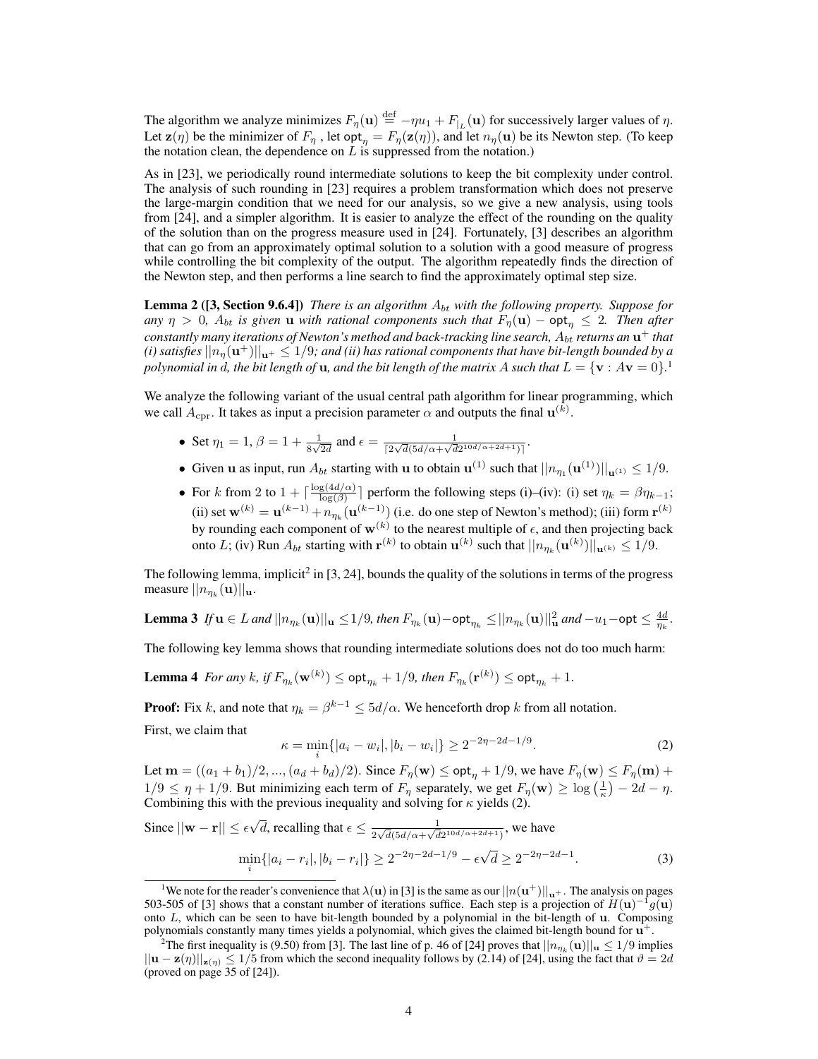The algorithm we analyze minimizes $F_\eta(\mathbf{u}) \stackrel{\text{def}}{=} -\eta u_1 + F_{|_L}(\mathbf{u})$ for successively larger values of $\eta$. Let $\mathbf{z}(\eta)$ be the minimizer of $F_\eta$, let $\mathsf{opt}_\eta = F_\eta(\mathbf{z}(\eta))$, and let $n_\eta(\mathbf{u})$ be its Newton step. (To keep the notation clean, the dependence on $L$ is suppressed from the notation.)

As in [23], we periodically round intermediate solutions to keep the bit complexity under control. The analysis of such rounding in [23] requires a problem transformation which does not preserve the large-margin condition that we need for our analysis, so we give a new analysis, using tools from [24], and a simpler algorithm. It is easier to analyze the effect of the rounding on the quality of the solution than on the progress measure used in [24]. Fortunately, [3] describes an algorithm that can go from an approximately optimal solution to a solution with a good measure of progress while controlling the bit complexity of the output. The algorithm repeatedly finds the direction of the Newton step, and then performs a line search to find the approximately optimal step size.

**Lemma 2 ([3, Section 9.6.4])** *There is an algorithm $A_{bt}$ with the following property. Suppose for any $\eta > 0$, $A_{bt}$ is given $\mathbf{u}$ with rational components such that $F_\eta(\mathbf{u}) - \mathsf{opt}_\eta \leq 2$. Then after constantly many iterations of Newton's method and back-tracking line search, $A_{bt}$ returns an $\mathbf{u}^+$ that (i) satisfies $||n_\eta(\mathbf{u}^+)||_{\mathbf{u}^+} \leq 1/9$; and (ii) has rational components that have bit-length bounded by a polynomial in $d$, the bit length of $\mathbf{u}$, and the bit length of the matrix $A$ such that $L = \{\mathbf{v} : A\mathbf{v} = 0\}$.*[1]

We analyze the following variant of the usual central path algorithm for linear programming, which we call $A_{\mathrm{cpr}}$. It takes as input a precision parameter $\alpha$ and outputs the final $\mathbf{u}^{(k)}$.

- Set $\eta_1 = 1$, $\beta = 1 + \frac{1}{8\sqrt{2d}}$ and $\epsilon = \frac{1}{\lceil 2\sqrt{d}(5d/\alpha + \sqrt{d}2^{10d/\alpha+2d+1})\rceil}$.
- Given $\mathbf{u}$ as input, run $A_{bt}$ starting with $\mathbf{u}$ to obtain $\mathbf{u}^{(1)}$ such that $||n_{\eta_1}(\mathbf{u}^{(1)})||_{\mathbf{u}^{(1)}} \leq 1/9$.
- For $k$ from 2 to $1 + \lceil \frac{\log(4d/\alpha)}{\log(\beta)} \rceil$ perform the following steps (i)–(iv): (i) set $\eta_k = \beta \eta_{k-1}$; (ii) set $\mathbf{w}^{(k)} = \mathbf{u}^{(k-1)} + n_{\eta_k}(\mathbf{u}^{(k-1)})$ (i.e. do one step of Newton's method); (iii) form $\mathbf{r}^{(k)}$ by rounding each component of $\mathbf{w}^{(k)}$ to the nearest multiple of $\epsilon$, and then projecting back onto $L$; (iv) Run $A_{bt}$ starting with $\mathbf{r}^{(k)}$ to obtain $\mathbf{u}^{(k)}$ such that $||n_{\eta_k}(\mathbf{u}^{(k)})||_{\mathbf{u}^{(k)}} \leq 1/9$.

The following lemma, implicit[2] in [3, 24], bounds the quality of the solutions in terms of the progress measure $||n_{\eta_k}(\mathbf{u})||_{\mathbf{u}}$.

**Lemma 3** *If $\mathbf{u} \in L$ and $||n_{\eta_k}(\mathbf{u})||_{\mathbf{u}} \leq 1/9$, then $F_{\eta_k}(\mathbf{u}) - \mathsf{opt}_{\eta_k} \leq ||n_{\eta_k}(\mathbf{u})||^2_{\mathbf{u}}$ and $-u_1 - \mathsf{opt} \leq \frac{4d}{\eta_k}$.*

The following key lemma shows that rounding intermediate solutions does not do too much harm:

**Lemma 4** *For any $k$, if $F_{\eta_k}(\mathbf{w}^{(k)}) \leq \mathsf{opt}_{\eta_k} + 1/9$, then $F_{\eta_k}(\mathbf{r}^{(k)}) \leq \mathsf{opt}_{\eta_k} + 1$.*

**Proof:** Fix $k$, and note that $\eta_k = \beta^{k-1} \leq 5d/\alpha$. We henceforth drop $k$ from all notation.

First, we claim that

$$\kappa = \min_i \{|a_i - w_i|, |b_i - w_i|\} \geq 2^{-2\eta - 2d - 1/9}. \tag{2}$$

Let $\mathbf{m} = ((a_1 + b_1)/2, ..., (a_d + b_d)/2)$. Since $F_\eta(\mathbf{w}) \leq \mathsf{opt}_\eta + 1/9$, we have $F_\eta(\mathbf{w}) \leq F_\eta(\mathbf{m}) + 1/9 \leq \eta + 1/9$. But minimizing each term of $F_\eta$ separately, we get $F_\eta(\mathbf{w}) \geq \log\left(\frac{1}{\kappa}\right) - 2d - \eta$. Combining this with the previous inequality and solving for $\kappa$ yields (2).

Since $||\mathbf{w} - \mathbf{r}|| \leq \epsilon\sqrt{d}$, recalling that $\epsilon \leq \frac{1}{2\sqrt{d}(5d/\alpha + \sqrt{d}2^{10d/\alpha+2d+1})}$, we have

$$\min_i \{|a_i - r_i|, |b_i - r_i|\} \geq 2^{-2\eta - 2d - 1/9} - \epsilon\sqrt{d} \geq 2^{-2\eta - 2d - 1}. \tag{3}$$

---

[1] We note for the reader's convenience that $\lambda(\mathbf{u})$ in [3] is the same as our $||n(\mathbf{u}^+)||_{\mathbf{u}^+}$. The analysis on pages 503-505 of [3] shows that a constant number of iterations suffice. Each step is a projection of $H(\mathbf{u})^{-1}g(\mathbf{u})$ onto $L$, which can be seen to have bit-length bounded by a polynomial in the bit-length of $\mathbf{u}$. Composing polynomials constantly many times yields a polynomial, which gives the claimed bit-length bound for $\mathbf{u}^+$.

[2] The first inequality is (9.50) from [3]. The last line of p. 46 of [24] proves that $||n_{\eta_k}(\mathbf{u})||_{\mathbf{u}} \leq 1/9$ implies $||\mathbf{u} - \mathbf{z}(\eta)||_{\mathbf{z}(\eta)} \leq 1/5$ from which the second inequality follows by (2.14) of [24], using the fact that $\vartheta = 2d$ (proved on page 35 of [24]).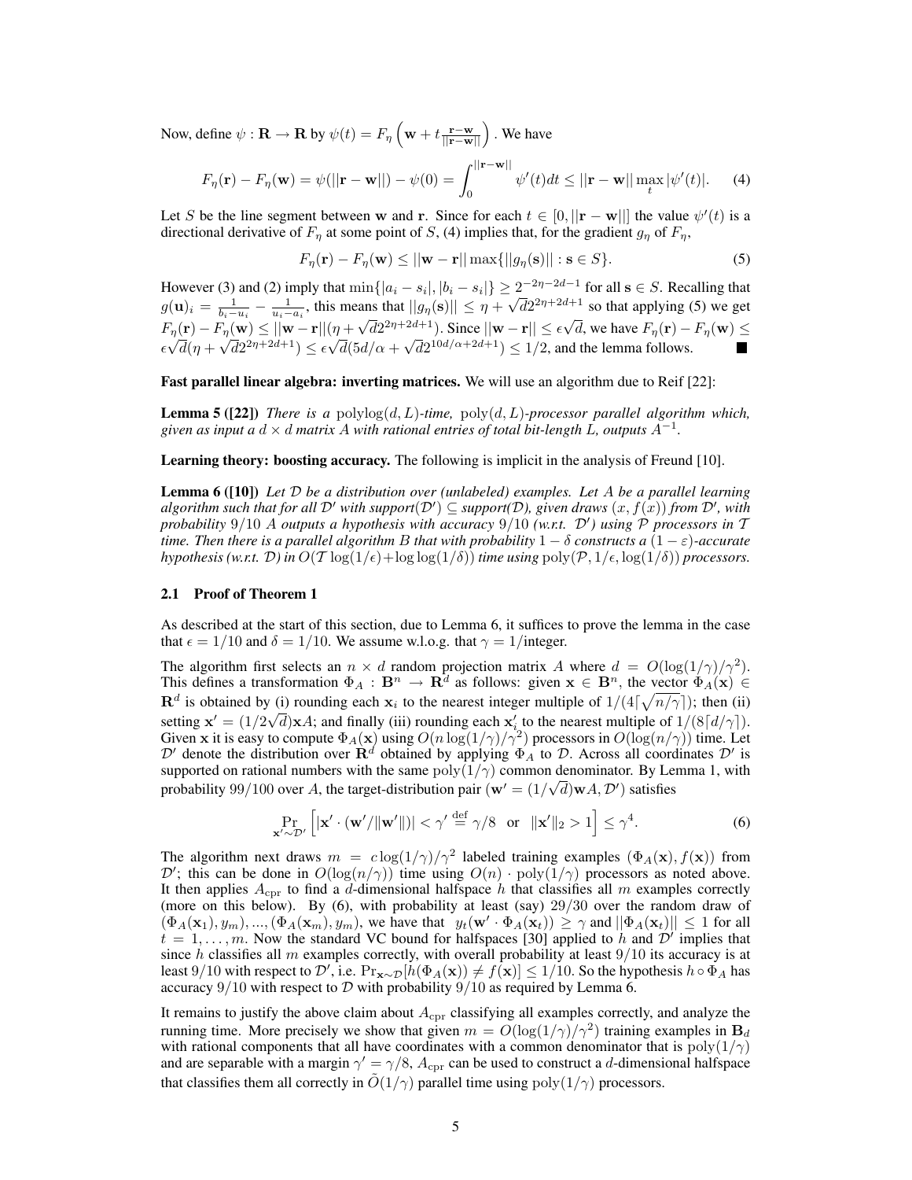Now, define $\psi : \mathbf{R} \to \mathbf{R}$ by $\psi(t) = F_\eta\left(\mathbf{w} + t\frac{\mathbf{r}-\mathbf{w}}{||\mathbf{r}-\mathbf{w}||}\right)$. We have

$$F_\eta(\mathbf{r}) - F_\eta(\mathbf{w}) = \psi(||\mathbf{r}-\mathbf{w}||) - \psi(0) = \int_0^{||\mathbf{r}-\mathbf{w}||} \psi'(t)dt \leq ||\mathbf{r}-\mathbf{w}|| \max_t |\psi'(t)|. \quad (4)$$

Let $S$ be the line segment between $\mathbf{w}$ and $\mathbf{r}$. Since for each $t \in [0, ||\mathbf{r}-\mathbf{w}||]$ the value $\psi'(t)$ is a directional derivative of $F_\eta$ at some point of $S$, (4) implies that, for the gradient $g_\eta$ of $F_\eta$,

$$F_\eta(\mathbf{r}) - F_\eta(\mathbf{w}) \leq ||\mathbf{w}-\mathbf{r}|| \max\{||g_\eta(\mathbf{s})|| : \mathbf{s} \in S\}. \quad (5)$$

However (3) and (2) imply that $\min\{|a_i - s_i|, |b_i - s_i|\} \geq 2^{-2\eta-2d-1}$ for all $\mathbf{s} \in S$. Recalling that $g(\mathbf{u})_i = \frac{1}{b_i-u_i} - \frac{1}{u_i-a_i}$, this means that $||g_\eta(\mathbf{s})|| \leq \eta + \sqrt{d}2^{2\eta+2d+1}$ so that applying (5) we get $F_\eta(\mathbf{r}) - F_\eta(\mathbf{w}) \leq ||\mathbf{w}-\mathbf{r}||(\eta + \sqrt{d}2^{2\eta+2d+1})$. Since $||\mathbf{w}-\mathbf{r}|| \leq \epsilon\sqrt{d}$, we have $F_\eta(\mathbf{r}) - F_\eta(\mathbf{w}) \leq \epsilon\sqrt{d}(\eta + \sqrt{d}2^{2\eta+2d+1}) \leq \epsilon\sqrt{d}(5d/\alpha + \sqrt{d}2^{10d/\alpha+2d+1}) \leq 1/2$, and the lemma follows. ■

**Fast parallel linear algebra: inverting matrices.** We will use an algorithm due to Reif [22]:

**Lemma 5 ([22])** *There is a* $\mathrm{polylog}(d, L)$*-time,* $\mathrm{poly}(d, L)$*-processor parallel algorithm which, given as input a $d \times d$ matrix $A$ with rational entries of total bit-length $L$, outputs $A^{-1}$.*

**Learning theory: boosting accuracy.** The following is implicit in the analysis of Freund [10].

**Lemma 6 ([10])** *Let $\mathcal{D}$ be a distribution over (unlabeled) examples. Let $A$ be a parallel learning algorithm such that for all $\mathcal{D}'$ with support($\mathcal{D}'$) $\subseteq$ support($\mathcal{D}$), given draws $(x, f(x))$ from $\mathcal{D}'$, with probability $9/10$ $A$ outputs a hypothesis with accuracy $9/10$ (w.r.t. $\mathcal{D}'$) using $\mathcal{P}$ processors in $\mathcal{T}$ time. Then there is a parallel algorithm $B$ that with probability $1-\delta$ constructs a $(1-\varepsilon)$-accurate hypothesis (w.r.t. $\mathcal{D}$) in $O(\mathcal{T}\log(1/\epsilon) + \log\log(1/\delta))$ time using $\mathrm{poly}(\mathcal{P}, 1/\epsilon, \log(1/\delta))$ processors.*

### 2.1 Proof of Theorem 1

As described at the start of this section, due to Lemma 6, it suffices to prove the lemma in the case that $\epsilon = 1/10$ and $\delta = 1/10$. We assume w.l.o.g. that $\gamma = 1/\text{integer}$.

The algorithm first selects an $n \times d$ random projection matrix $A$ where $d = O(\log(1/\gamma)/\gamma^2)$. This defines a transformation $\Phi_A : \mathbf{B}^n \to \mathbf{R}^d$ as follows: given $\mathbf{x} \in \mathbf{B}^n$, the vector $\Phi_A(\mathbf{x}) \in \mathbf{R}^d$ is obtained by (i) rounding each $\mathbf{x}_i$ to the nearest integer multiple of $1/(4\lceil\sqrt{n/\gamma}\rceil)$; then (ii) setting $\mathbf{x}' = (1/2\sqrt{d})\mathbf{x}A$; and finally (iii) rounding each $\mathbf{x}'_i$ to the nearest multiple of $1/(8\lceil d/\gamma\rceil)$. Given $\mathbf{x}$ it is easy to compute $\Phi_A(\mathbf{x})$ using $O(n\log(1/\gamma)/\gamma^2)$ processors in $O(\log(n/\gamma))$ time. Let $\mathcal{D}'$ denote the distribution over $\mathbf{R}^d$ obtained by applying $\Phi_A$ to $\mathcal{D}$. Across all coordinates $\mathcal{D}'$ is supported on rational numbers with the same $\mathrm{poly}(1/\gamma)$ common denominator. By Lemma 1, with probability $99/100$ over $A$, the target-distribution pair $(\mathbf{w}' = (1/\sqrt{d})\mathbf{w}A, \mathcal{D}')$ satisfies

$$\Pr_{\mathbf{x}' \sim \mathcal{D}'}\left[|\mathbf{x}' \cdot (\mathbf{w}'/\|\mathbf{w}'\|)| < \gamma' \stackrel{\text{def}}{=} \gamma/8 \;\; \text{or} \;\; \|\mathbf{x}'\|_2 > 1\right] \leq \gamma^4. \quad (6)$$

The algorithm next draws $m = c\log(1/\gamma)/\gamma^2$ labeled training examples $(\Phi_A(\mathbf{x}), f(\mathbf{x}))$ from $\mathcal{D}'$; this can be done in $O(\log(n/\gamma))$ time using $O(n)\cdot\mathrm{poly}(1/\gamma)$ processors as noted above. It then applies $A_{\mathrm{cpr}}$ to find a $d$-dimensional halfspace $h$ that classifies all $m$ examples correctly (more on this below). By (6), with probability at least (say) $29/30$ over the random draw of $(\Phi_A(\mathbf{x}_1), y_m), ..., (\Phi_A(\mathbf{x}_m), y_m)$, we have that $y_t(\mathbf{w}' \cdot \Phi_A(\mathbf{x}_t)) \geq \gamma$ and $||\Phi_A(\mathbf{x}_t)|| \leq 1$ for all $t = 1, \ldots, m$. Now the standard VC bound for halfspaces [30] applied to $h$ and $\mathcal{D}'$ implies that since $h$ classifies all $m$ examples correctly, with overall probability at least $9/10$ its accuracy is at least $9/10$ with respect to $\mathcal{D}'$, i.e. $\Pr_{\mathbf{x}\sim\mathcal{D}}[h(\Phi_A(\mathbf{x})) \neq f(\mathbf{x})] \leq 1/10$. So the hypothesis $h \circ \Phi_A$ has accuracy $9/10$ with respect to $\mathcal{D}$ with probability $9/10$ as required by Lemma 6.

It remains to justify the above claim about $A_{\mathrm{cpr}}$ classifying all examples correctly, and analyze the running time. More precisely we show that given $m = O(\log(1/\gamma)/\gamma^2)$ training examples in $\mathbf{B}_d$ with rational components that all have coordinates with a common denominator that is $\mathrm{poly}(1/\gamma)$ and are separable with a margin $\gamma' = \gamma/8$, $A_{\mathrm{cpr}}$ can be used to construct a $d$-dimensional halfspace that classifies them all correctly in $\tilde{O}(1/\gamma)$ parallel time using $\mathrm{poly}(1/\gamma)$ processors.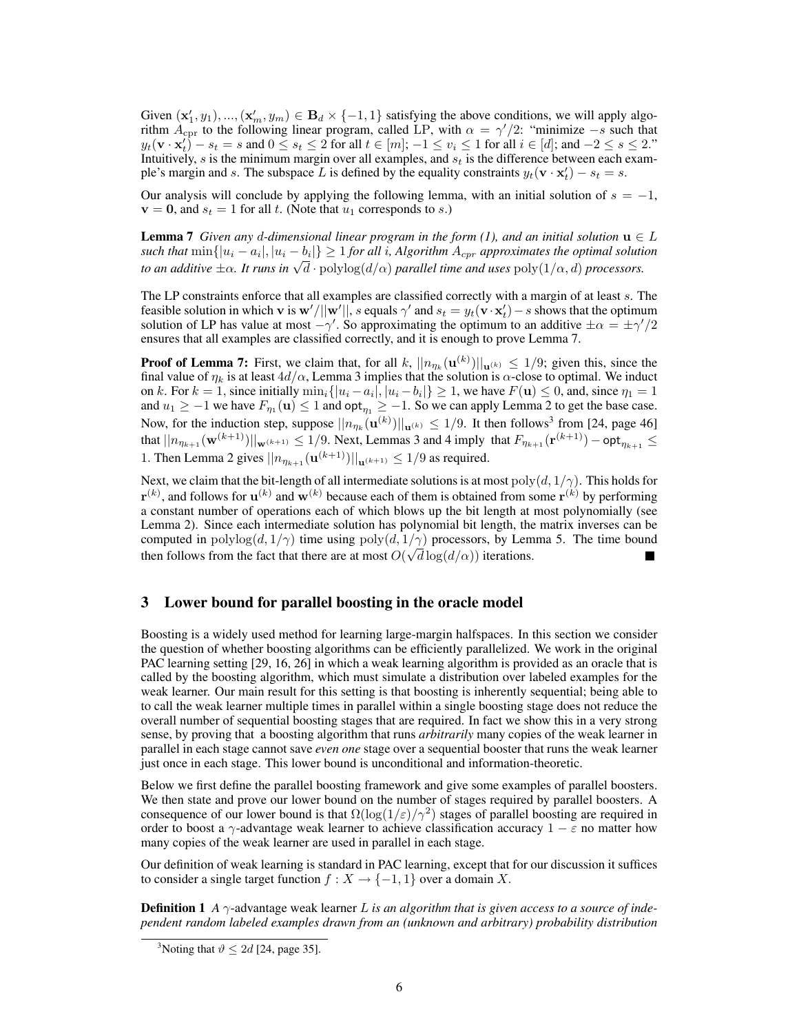Given $(\mathbf{x}'_1, y_1), ..., (\mathbf{x}'_m, y_m) \in \mathbf{B}_d \times \{-1, 1\}$ satisfying the above conditions, we will apply algorithm $A_{\rm cpr}$ to the following linear program, called LP, with $\alpha = \gamma'/2$: "minimize $-s$ such that $y_t(\mathbf{v} \cdot \mathbf{x}'_t) - s_t = s$ and $0 \leq s_t \leq 2$ for all $t \in [m]$; $-1 \leq v_i \leq 1$ for all $i \in [d]$; and $-2 \leq s \leq 2$." Intuitively, $s$ is the minimum margin over all examples, and $s_t$ is the difference between each example's margin and $s$. The subspace $L$ is defined by the equality constraints $y_t(\mathbf{v} \cdot \mathbf{x}'_t) - s_t = s$.

Our analysis will conclude by applying the following lemma, with an initial solution of $s = -1$, $\mathbf{v} = \mathbf{0}$, and $s_t = 1$ for all $t$. (Note that $u_1$ corresponds to $s$.)

**Lemma 7** *Given any $d$-dimensional linear program in the form (1), and an initial solution $\mathbf{u} \in L$ such that $\min\{|u_i - a_i|, |u_i - b_i|\} \geq 1$ for all $i$, Algorithm $A_{cpr}$ approximates the optimal solution to an additive $\pm\alpha$. It runs in $\sqrt{d} \cdot \mathrm{polylog}(d/\alpha)$ parallel time and uses $\mathrm{poly}(1/\alpha, d)$ processors.*

The LP constraints enforce that all examples are classified correctly with a margin of at least $s$. The feasible solution in which $\mathbf{v}$ is $\mathbf{w}'/||\mathbf{w}'||$, $s$ equals $\gamma'$ and $s_t = y_t(\mathbf{v} \cdot \mathbf{x}'_t) - s$ shows that the optimum solution of LP has value at most $-\gamma'$. So approximating the optimum to an additive $\pm\alpha = \pm\gamma'/2$ ensures that all examples are classified correctly, and it is enough to prove Lemma 7.

**Proof of Lemma 7:** First, we claim that, for all $k$, $||n_{\eta_k}(\mathbf{u}^{(k)})||_{\mathbf{u}^{(k)}} \leq 1/9$; given this, since the final value of $\eta_k$ is at least $4d/\alpha$, Lemma 3 implies that the solution is $\alpha$-close to optimal. We induct on $k$. For $k = 1$, since initially $\min_i\{|u_i - a_i|, |u_i - b_i|\} \geq 1$, we have $F(\mathbf{u}) \leq 0$, and, since $\eta_1 = 1$ and $u_1 \geq -1$ we have $F_{\eta_1}(\mathbf{u}) \leq 1$ and $\mathsf{opt}_{\eta_1} \geq -1$. So we can apply Lemma 2 to get the base case. Now, for the induction step, suppose $||n_{\eta_k}(\mathbf{u}^{(k)})||_{\mathbf{u}^{(k)}} \leq 1/9$. It then follows[3] from [24, page 46] that $||n_{\eta_{k+1}}(\mathbf{w}^{(k+1)})||_{\mathbf{w}^{(k+1)}} \leq 1/9$. Next, Lemmas 3 and 4 imply that $F_{\eta_{k+1}}(\mathbf{r}^{(k+1)}) - \mathsf{opt}_{\eta_{k+1}} \leq 1$. Then Lemma 2 gives $||n_{\eta_{k+1}}(\mathbf{u}^{(k+1)})||_{\mathbf{u}^{(k+1)}} \leq 1/9$ as required.

Next, we claim that the bit-length of all intermediate solutions is at most $\mathrm{poly}(d, 1/\gamma)$. This holds for $\mathbf{r}^{(k)}$, and follows for $\mathbf{u}^{(k)}$ and $\mathbf{w}^{(k)}$ because each of them is obtained from some $\mathbf{r}^{(k)}$ by performing a constant number of operations each of which blows up the bit length at most polynomially (see Lemma 2). Since each intermediate solution has polynomial bit length, the matrix inverses can be computed in $\mathrm{polylog}(d, 1/\gamma)$ time using $\mathrm{poly}(d, 1/\gamma)$ processors, by Lemma 5. The time bound then follows from the fact that there are at most $O(\sqrt{d}\log(d/\alpha))$ iterations. ∎

## 3 Lower bound for parallel boosting in the oracle model

Boosting is a widely used method for learning large-margin halfspaces. In this section we consider the question of whether boosting algorithms can be efficiently parallelized. We work in the original PAC learning setting [29, 16, 26] in which a weak learning algorithm is provided as an oracle that is called by the boosting algorithm, which must simulate a distribution over labeled examples for the weak learner. Our main result for this setting is that boosting is inherently sequential; being able to to call the weak learner multiple times in parallel within a single boosting stage does not reduce the overall number of sequential boosting stages that are required. In fact we show this in a very strong sense, by proving that a boosting algorithm that runs *arbitrarily* many copies of the weak learner in parallel in each stage cannot save *even one* stage over a sequential booster that runs the weak learner just once in each stage. This lower bound is unconditional and information-theoretic.

Below we first define the parallel boosting framework and give some examples of parallel boosters. We then state and prove our lower bound on the number of stages required by parallel boosters. A consequence of our lower bound is that $\Omega(\log(1/\varepsilon)/\gamma^2)$ stages of parallel boosting are required in order to boost a $\gamma$-advantage weak learner to achieve classification accuracy $1 - \varepsilon$ no matter how many copies of the weak learner are used in parallel in each stage.

Our definition of weak learning is standard in PAC learning, except that for our discussion it suffices to consider a single target function $f : X \to \{-1, 1\}$ over a domain $X$.

**Definition 1** *A $\gamma$-advantage weak learner $L$ is an algorithm that is given access to a source of independent random labeled examples drawn from an (unknown and arbitrary) probability distribution*

[3] Noting that $\vartheta \leq 2d$ [24, page 35].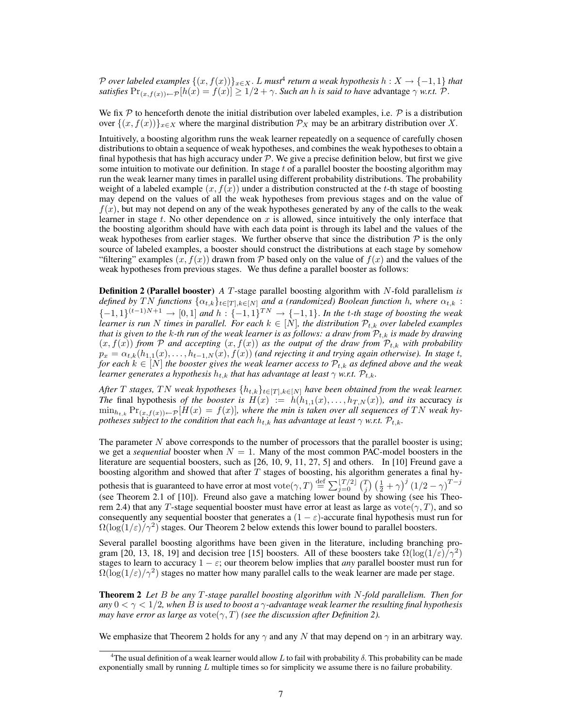*$\mathcal{P}$ over labeled examples $\{(x, f(x))\}_{x \in X}$. $L$ must*[4] *return a weak hypothesis $h : X \to \{-1, 1\}$ that satisfies $\Pr_{(x,f(x)) \leftarrow \mathcal{P}}[h(x) = f(x)] \geq 1/2 + \gamma$. Such an $h$ is said to have* advantage *$\gamma$ w.r.t. $\mathcal{P}$.*

We fix $\mathcal{P}$ to henceforth denote the initial distribution over labeled examples, i.e. $\mathcal{P}$ is a distribution over $\{(x, f(x))\}_{x \in X}$ where the marginal distribution $\mathcal{P}_X$ may be an arbitrary distribution over $X$.

Intuitively, a boosting algorithm runs the weak learner repeatedly on a sequence of carefully chosen distributions to obtain a sequence of weak hypotheses, and combines the weak hypotheses to obtain a final hypothesis that has high accuracy under $\mathcal{P}$. We give a precise definition below, but first we give some intuition to motivate our definition. In stage $t$ of a parallel booster the boosting algorithm may run the weak learner many times in parallel using different probability distributions. The probability weight of a labeled example $(x, f(x))$ under a distribution constructed at the $t$-th stage of boosting may depend on the values of all the weak hypotheses from previous stages and on the value of $f(x)$, but may not depend on any of the weak hypotheses generated by any of the calls to the weak learner in stage $t$. No other dependence on $x$ is allowed, since intuitively the only interface that the boosting algorithm should have with each data point is through its label and the values of the weak hypotheses from earlier stages. We further observe that since the distribution $\mathcal{P}$ is the only source of labeled examples, a booster should construct the distributions at each stage by somehow "filtering" examples $(x, f(x))$ drawn from $\mathcal{P}$ based only on the value of $f(x)$ and the values of the weak hypotheses from previous stages. We thus define a parallel booster as follows:

**Definition 2 (Parallel booster)** *A $T$-stage parallel boosting algorithm with $N$-fold parallelism is defined by $TN$ functions $\{\alpha_{t,k}\}_{t \in [T], k \in [N]}$ and a (randomized) Boolean function $h$, where $\alpha_{t,k} : \{-1, 1\}^{(t-1)N+1} \to [0, 1]$ and $h : \{-1, 1\}^{TN} \to \{-1, 1\}$. In the $t$-th stage of boosting the weak learner is run $N$ times in parallel. For each $k \in [N]$, the distribution $\mathcal{P}_{t,k}$ over labeled examples that is given to the $k$-th run of the weak learner is as follows: a draw from $\mathcal{P}_{t,k}$ is made by drawing $(x, f(x))$ from $\mathcal{P}$ and accepting $(x, f(x))$ as the output of the draw from $\mathcal{P}_{t,k}$ with probability $p_x = \alpha_{t,k}(h_{1,1}(x), \ldots, h_{t-1,N}(x), f(x))$ (and rejecting it and trying again otherwise). In stage $t$, for each $k \in [N]$ the booster gives the weak learner access to $\mathcal{P}_{t,k}$ as defined above and the weak learner generates a hypothesis $h_{t,k}$ that has advantage at least $\gamma$ w.r.t. $\mathcal{P}_{t,k}$.*

*After $T$ stages, $TN$ weak hypotheses $\{h_{t,k}\}_{t \in [T], k \in [N]}$ have been obtained from the weak learner. The* final hypothesis *of the booster is $H(x) := h(h_{1,1}(x), \ldots, h_{T,N}(x))$, and its* accuracy *is $\min_{h_{t,k}} \Pr_{(x,f(x)) \leftarrow \mathcal{P}}[H(x) = f(x)]$, where the min is taken over all sequences of $TN$ weak hypotheses subject to the condition that each $h_{t,k}$ has advantage at least $\gamma$ w.r.t. $\mathcal{P}_{t,k}$.*

The parameter $N$ above corresponds to the number of processors that the parallel booster is using; we get a *sequential* booster when $N = 1$. Many of the most common PAC-model boosters in the literature are sequential boosters, such as [26, 10, 9, 11, 27, 5] and others. In [10] Freund gave a boosting algorithm and showed that after $T$ stages of boosting, his algorithm generates a final hypothesis that is guaranteed to have error at most $\mathrm{vote}(\gamma, T) \stackrel{\text{def}}{=} \sum_{j=0}^{\lfloor T/2 \rfloor} \binom{T}{j} \left(\frac{1}{2} + \gamma\right)^j (1/2 - \gamma)^{T-j}$ (see Theorem 2.1 of [10]). Freund also gave a matching lower bound by showing (see his Theorem 2.4) that any $T$-stage sequential booster must have error at least as large as $\mathrm{vote}(\gamma, T)$, and so consequently any sequential booster that generates a $(1 - \varepsilon)$-accurate final hypothesis must run for $\Omega(\log(1/\varepsilon)/\gamma^2)$ stages. Our Theorem 2 below extends this lower bound to parallel boosters.

Several parallel boosting algorithms have been given in the literature, including branching program [20, 13, 18, 19] and decision tree [15] boosters. All of these boosters take $\Omega(\log(1/\varepsilon)/\gamma^2)$ stages to learn to accuracy $1 - \varepsilon$; our theorem below implies that *any* parallel booster must run for $\Omega(\log(1/\varepsilon)/\gamma^2)$ stages no matter how many parallel calls to the weak learner are made per stage.

**Theorem 2** *Let $B$ be any $T$-stage parallel boosting algorithm with $N$-fold parallelism. Then for any $0 < \gamma < 1/2$, when $B$ is used to boost a $\gamma$-advantage weak learner the resulting final hypothesis may have error as large as $\mathrm{vote}(\gamma, T)$ (see the discussion after Definition 2).*

We emphasize that Theorem 2 holds for any $\gamma$ and any $N$ that may depend on $\gamma$ in an arbitrary way.

[4] The usual definition of a weak learner would allow $L$ to fail with probability $\delta$. This probability can be made exponentially small by running $L$ multiple times so for simplicity we assume there is no failure probability.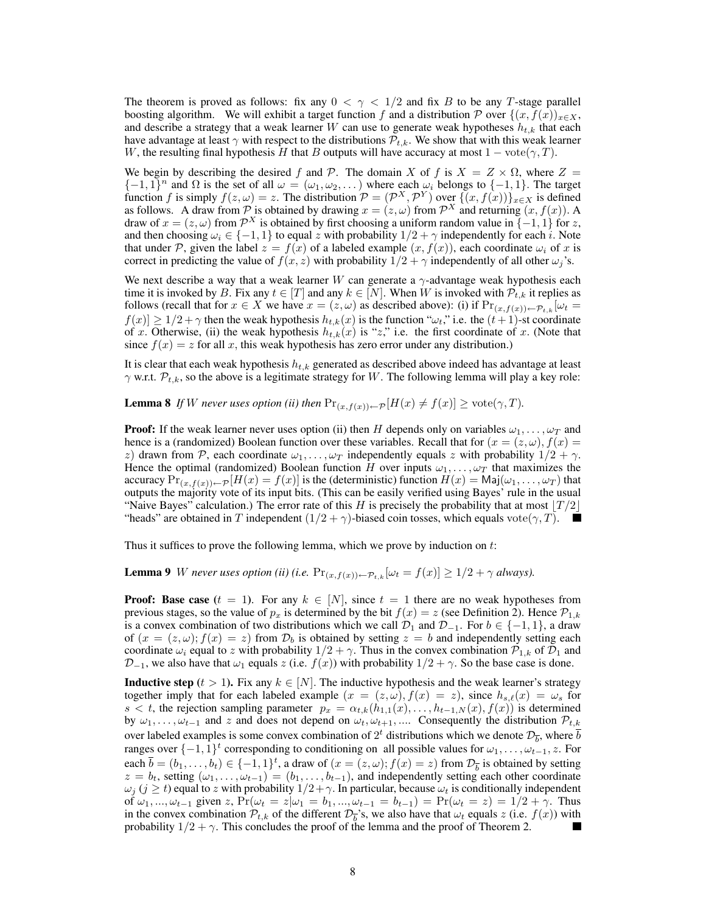The theorem is proved as follows: fix any $0 < \gamma < 1/2$ and fix $B$ to be any $T$-stage parallel boosting algorithm. We will exhibit a target function $f$ and a distribution $\mathcal{P}$ over $\{(x, f(x))_{x \in X}$, and describe a strategy that a weak learner $W$ can use to generate weak hypotheses $h_{t,k}$ that each have advantage at least $\gamma$ with respect to the distributions $\mathcal{P}_{t,k}$. We show that with this weak learner $W$, the resulting final hypothesis $H$ that $B$ outputs will have accuracy at most $1 - \text{vote}(\gamma, T)$.

We begin by describing the desired $f$ and $\mathcal{P}$. The domain $X$ of $f$ is $X = Z \times \Omega$, where $Z = \{-1, 1\}^n$ and $\Omega$ is the set of all $\omega = (\omega_1, \omega_2, \dots)$ where each $\omega_i$ belongs to $\{-1, 1\}$. The target function $f$ is simply $f(z, \omega) = z$. The distribution $\mathcal{P} = (\mathcal{P}^X, \mathcal{P}^Y)$ over $\{(x, f(x))\}_{x \in X}$ is defined as follows. A draw from $\mathcal{P}$ is obtained by drawing $x = (z, \omega)$ from $\mathcal{P}^X$ and returning $(x, f(x))$. A draw of $x = (z, \omega)$ from $\mathcal{P}^X$ is obtained by first choosing a uniform random value in $\{-1, 1\}$ for $z$, and then choosing $\omega_i \in \{-1, 1\}$ to equal $z$ with probability $1/2 + \gamma$ independently for each $i$. Note that under $\mathcal{P}$, given the label $z = f(x)$ of a labeled example $(x, f(x))$, each coordinate $\omega_i$ of $x$ is correct in predicting the value of $f(x, z)$ with probability $1/2 + \gamma$ independently of all other $\omega_j$'s.

We next describe a way that a weak learner $W$ can generate a $\gamma$-advantage weak hypothesis each time it is invoked by $B$. Fix any $t \in [T]$ and any $k \in [N]$. When $W$ is invoked with $\mathcal{P}_{t,k}$ it replies as follows (recall that for $x \in X$ we have $x = (z, \omega)$ as described above): (i) if $\Pr_{(x,f(x)) \leftarrow \mathcal{P}_{t,k}}[\omega_t = f(x)] \geq 1/2 + \gamma$ then the weak hypothesis $h_{t,k}(x)$ is the function "$\omega_t$," i.e. the $(t+1)$-st coordinate of $x$. Otherwise, (ii) the weak hypothesis $h_{t,k}(x)$ is "$z$," i.e. the first coordinate of $x$. (Note that since $f(x) = z$ for all $x$, this weak hypothesis has zero error under any distribution.)

It is clear that each weak hypothesis $h_{t,k}$ generated as described above indeed has advantage at least $\gamma$ w.r.t. $\mathcal{P}_{t,k}$, so the above is a legitimate strategy for $W$. The following lemma will play a key role:

**Lemma 8** *If $W$ never uses option (ii) then $\Pr_{(x,f(x)) \leftarrow \mathcal{P}}[H(x) \neq f(x)] \geq \text{vote}(\gamma, T)$.*

**Proof:** If the weak learner never uses option (ii) then $H$ depends only on variables $\omega_1, \dots, \omega_T$ and hence is a (randomized) Boolean function over these variables. Recall that for $(x = (z, \omega), f(x) = z)$ drawn from $\mathcal{P}$, each coordinate $\omega_1, \dots, \omega_T$ independently equals $z$ with probability $1/2 + \gamma$. Hence the optimal (randomized) Boolean function $H$ over inputs $\omega_1, \dots, \omega_T$ that maximizes the accuracy $\Pr_{(x,f(x)) \leftarrow \mathcal{P}}[H(x) = f(x)]$ is the (deterministic) function $H(x) = \mathsf{Maj}(\omega_1, \dots, \omega_T)$ that outputs the majority vote of its input bits. (This can be easily verified using Bayes' rule in the usual "Naive Bayes" calculation.) The error rate of this $H$ is precisely the probability that at most $\lfloor T/2 \rfloor$ "heads" are obtained in $T$ independent $(1/2 + \gamma)$-biased coin tosses, which equals $\text{vote}(\gamma, T)$. ■

Thus it suffices to prove the following lemma, which we prove by induction on $t$:

**Lemma 9** *$W$ never uses option (ii) (i.e. $\Pr_{(x,f(x)) \leftarrow \mathcal{P}_{t,k}}[\omega_t = f(x)] \geq 1/2 + \gamma$ always).*

**Proof: Base case** ($t = 1$). For any $k \in [N]$, since $t = 1$ there are no weak hypotheses from previous stages, so the value of $p_x$ is determined by the bit $f(x) = z$ (see Definition 2). Hence $\mathcal{P}_{1,k}$ is a convex combination of two distributions which we call $\mathcal{D}_1$ and $\mathcal{D}_{-1}$. For $b \in \{-1, 1\}$, a draw of $(x = (z, \omega); f(x) = z)$ from $\mathcal{D}_b$ is obtained by setting $z = b$ and independently setting each coordinate $\omega_i$ equal to $z$ with probability $1/2 + \gamma$. Thus in the convex combination $\mathcal{P}_{1,k}$ of $\mathcal{D}_1$ and $\mathcal{D}_{-1}$, we also have that $\omega_1$ equals $z$ (i.e. $f(x)$) with probability $1/2 + \gamma$. So the base case is done.

**Inductive step** ($t > 1$). Fix any $k \in [N]$. The inductive hypothesis and the weak learner's strategy together imply that for each labeled example $(x = (z, \omega), f(x) = z)$, since $h_{s,\ell}(x) = \omega_s$ for $s < t$, the rejection sampling parameter $p_x = \alpha_{t,k}(h_{1,1}(x), \dots, h_{t-1,N}(x), f(x))$ is determined by $\omega_1, \dots, \omega_{t-1}$ and $z$ and does not depend on $\omega_t, \omega_{t+1}, \dots$. Consequently the distribution $\mathcal{P}_{t,k}$ over labeled examples is some convex combination of $2^t$ distributions which we denote $\mathcal{D}_{\overline{b}}$, where $\overline{b}$ ranges over $\{-1, 1\}^t$ corresponding to conditioning on all possible values for $\omega_1, \dots, \omega_{t-1}, z$. For each $\overline{b} = (b_1, \dots, b_t) \in \{-1, 1\}^t$, a draw of $(x = (z, \omega); f(x) = z)$ from $\mathcal{D}_{\overline{b}}$ is obtained by setting $z = b_t$, setting $(\omega_1, \dots, \omega_{t-1}) = (b_1, \dots, b_{t-1})$, and independently setting each other coordinate $\omega_j$ ($j \geq t$) equal to $z$ with probability $1/2 + \gamma$. In particular, because $\omega_t$ is conditionally independent of $\omega_1, \dots, \omega_{t-1}$ given $z$, $\Pr(\omega_t = z | \omega_1 = b_1, \dots, \omega_{t-1} = b_{t-1}) = \Pr(\omega_t = z) = 1/2 + \gamma$. Thus in the convex combination $\mathcal{P}_{t,k}$ of the different $\mathcal{D}_{\overline{b}}$'s, we also have that $\omega_t$ equals $z$ (i.e. $f(x)$) with probability $1/2 + \gamma$. This concludes the proof of the lemma and the proof of Theorem 2. ■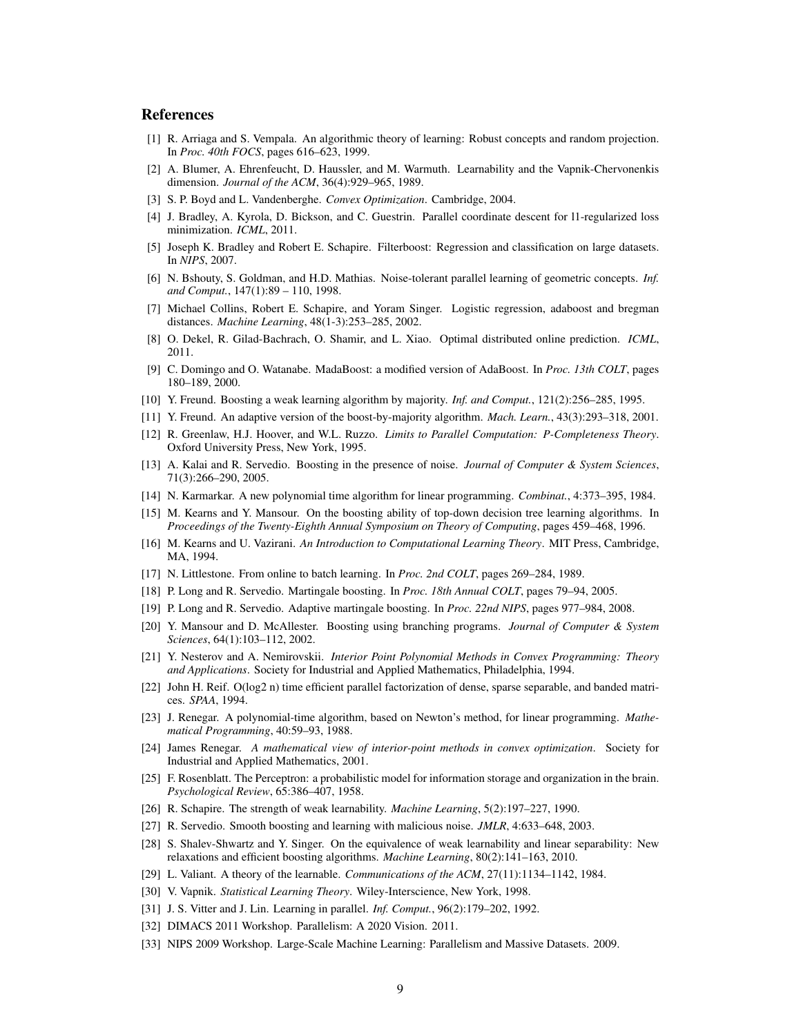## References

[1] R. Arriaga and S. Vempala. An algorithmic theory of learning: Robust concepts and random projection. In *Proc. 40th FOCS*, pages 616–623, 1999.

[2] A. Blumer, A. Ehrenfeucht, D. Haussler, and M. Warmuth. Learnability and the Vapnik-Chervonenkis dimension. *Journal of the ACM*, 36(4):929–965, 1989.

[3] S. P. Boyd and L. Vandenberghe. *Convex Optimization*. Cambridge, 2004.

[4] J. Bradley, A. Kyrola, D. Bickson, and C. Guestrin. Parallel coordinate descent for l1-regularized loss minimization. *ICML*, 2011.

[5] Joseph K. Bradley and Robert E. Schapire. Filterboost: Regression and classification on large datasets. In *NIPS*, 2007.

[6] N. Bshouty, S. Goldman, and H.D. Mathias. Noise-tolerant parallel learning of geometric concepts. *Inf. and Comput.*, 147(1):89 – 110, 1998.

[7] Michael Collins, Robert E. Schapire, and Yoram Singer. Logistic regression, adaboost and bregman distances. *Machine Learning*, 48(1-3):253–285, 2002.

[8] O. Dekel, R. Gilad-Bachrach, O. Shamir, and L. Xiao. Optimal distributed online prediction. *ICML*, 2011.

[9] C. Domingo and O. Watanabe. MadaBoost: a modified version of AdaBoost. In *Proc. 13th COLT*, pages 180–189, 2000.

[10] Y. Freund. Boosting a weak learning algorithm by majority. *Inf. and Comput.*, 121(2):256–285, 1995.

[11] Y. Freund. An adaptive version of the boost-by-majority algorithm. *Mach. Learn.*, 43(3):293–318, 2001.

[12] R. Greenlaw, H.J. Hoover, and W.L. Ruzzo. *Limits to Parallel Computation: P-Completeness Theory*. Oxford University Press, New York, 1995.

[13] A. Kalai and R. Servedio. Boosting in the presence of noise. *Journal of Computer & System Sciences*, 71(3):266–290, 2005.

[14] N. Karmarkar. A new polynomial time algorithm for linear programming. *Combinat.*, 4:373–395, 1984.

[15] M. Kearns and Y. Mansour. On the boosting ability of top-down decision tree learning algorithms. In *Proceedings of the Twenty-Eighth Annual Symposium on Theory of Computing*, pages 459–468, 1996.

[16] M. Kearns and U. Vazirani. *An Introduction to Computational Learning Theory*. MIT Press, Cambridge, MA, 1994.

[17] N. Littlestone. From online to batch learning. In *Proc. 2nd COLT*, pages 269–284, 1989.

[18] P. Long and R. Servedio. Martingale boosting. In *Proc. 18th Annual COLT*, pages 79–94, 2005.

[19] P. Long and R. Servedio. Adaptive martingale boosting. In *Proc. 22nd NIPS*, pages 977–984, 2008.

[20] Y. Mansour and D. McAllester. Boosting using branching programs. *Journal of Computer & System Sciences*, 64(1):103–112, 2002.

[21] Y. Nesterov and A. Nemirovskii. *Interior Point Polynomial Methods in Convex Programming: Theory and Applications*. Society for Industrial and Applied Mathematics, Philadelphia, 1994.

[22] John H. Reif. O(log2 n) time efficient parallel factorization of dense, sparse separable, and banded matrices. *SPAA*, 1994.

[23] J. Renegar. A polynomial-time algorithm, based on Newton's method, for linear programming. *Mathematical Programming*, 40:59–93, 1988.

[24] James Renegar. *A mathematical view of interior-point methods in convex optimization*. Society for Industrial and Applied Mathematics, 2001.

[25] F. Rosenblatt. The Perceptron: a probabilistic model for information storage and organization in the brain. *Psychological Review*, 65:386–407, 1958.

[26] R. Schapire. The strength of weak learnability. *Machine Learning*, 5(2):197–227, 1990.

[27] R. Servedio. Smooth boosting and learning with malicious noise. *JMLR*, 4:633–648, 2003.

[28] S. Shalev-Shwartz and Y. Singer. On the equivalence of weak learnability and linear separability: New relaxations and efficient boosting algorithms. *Machine Learning*, 80(2):141–163, 2010.

[29] L. Valiant. A theory of the learnable. *Communications of the ACM*, 27(11):1134–1142, 1984.

[30] V. Vapnik. *Statistical Learning Theory*. Wiley-Interscience, New York, 1998.

[31] J. S. Vitter and J. Lin. Learning in parallel. *Inf. Comput.*, 96(2):179–202, 1992.

[32] DIMACS 2011 Workshop. Parallelism: A 2020 Vision. 2011.

[33] NIPS 2009 Workshop. Large-Scale Machine Learning: Parallelism and Massive Datasets. 2009.